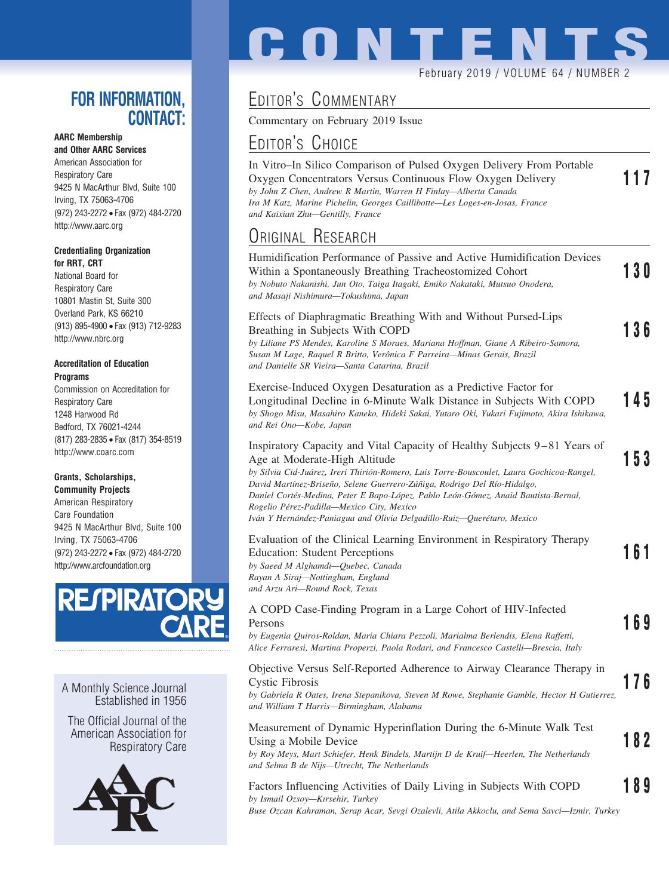# CONTENTS

February 2019 / VOLUME 64 / NUMBER 2

## Editor's Commentary

Commentary on February 2019 Issue

## Editor's Choice

In Vitro–In Silico Comparison of Pulsed Oxygen Delivery From Portable Oxygen Concentrators Versus Continuous Flow Oxygen Delivery — **117**
*by John Z Chen, Andrew R Martin, Warren H Finlay—Alberta Canada*
*Ira M Katz, Marine Pichelin, Georges Caillibotte—Les Loges-en-Josas, France*
*and Kaixian Zhu—Gentilly, France*

## Original Research

Humidification Performance of Passive and Active Humidification Devices Within a Spontaneously Breathing Tracheostomized Cohort — **130**
*by Nobuto Nakanishi, Jun Oto, Taiga Itagaki, Emiko Nakataki, Mutsuo Onodera, and Masaji Nishimura—Tokushima, Japan*

Effects of Diaphragmatic Breathing With and Without Pursed-Lips Breathing in Subjects With COPD — **136**
*by Liliane PS Mendes, Karoline S Moraes, Mariana Hoffman, Giane A Ribeiro-Samora, Susan M Lage, Raquel R Britto, Verônica F Parreira—Minas Gerais, Brazil*
*and Danielle SR Vieira—Santa Catarina, Brazil*

Exercise-Induced Oxygen Desaturation as a Predictive Factor for Longitudinal Decline in 6-Minute Walk Distance in Subjects With COPD — **145**
*by Shogo Misu, Masahiro Kaneko, Hideki Sakai, Yutaro Oki, Yukari Fujimoto, Akira Ishikawa, and Rei Ono—Kobe, Japan*

Inspiratory Capacity and Vital Capacity of Healthy Subjects 9–81 Years of Age at Moderate-High Altitude — **153**
*by Silvia Cid-Juárez, Ireri Thirión-Romero, Luis Torre-Bouscoulet, Laura Gochicoa-Rangel, David Martínez-Briseño, Selene Guerrero-Zúñiga, Rodrigo Del Río-Hidalgo, Daniel Cortés-Medina, Peter E Bapo-López, Pablo León-Gómez, Anaid Bautista-Bernal, Rogelio Pérez-Padilla—Mexico City, Mexico*
*Iván Y Hernández-Paniagua and Olivia Delgadillo-Ruiz—Querétaro, Mexico*

Evaluation of the Clinical Learning Environment in Respiratory Therapy Education: Student Perceptions — **161**
*by Saeed M Alghamdi—Quebec, Canada*
*Rayan A Siraj—Nottingham, England*
*and Arzu Ari—Round Rock, Texas*

A COPD Case-Finding Program in a Large Cohort of HIV-Infected Persons — **169**
*by Eugenia Quiros-Roldan, Maria Chiara Pezzoli, Marialma Berlendis, Elena Raffetti, Alice Ferraresi, Martina Properzi, Paola Rodari, and Francesco Castelli—Brescia, Italy*

Objective Versus Self-Reported Adherence to Airway Clearance Therapy in Cystic Fibrosis — **176**
*by Gabriela R Oates, Irena Stepanikova, Steven M Rowe, Stephanie Gamble, Hector H Gutierrez, and William T Harris—Birmingham, Alabama*

Measurement of Dynamic Hyperinflation During the 6-Minute Walk Test Using a Mobile Device — **182**
*by Roy Meys, Mart Schiefer, Henk Bindels, Martijn D de Kruif—Heerlen, The Netherlands*
*and Selma B de Nijs—Utrecht, The Netherlands*

Factors Influencing Activities of Daily Living in Subjects With COPD — **189**
*by Ismail Ozsoy—Kırsehir, Turkey*
*Buse Ozcan Kahraman, Serap Acar, Sevgi Ozalevli, Atila Akkoclu, and Sema Savci—Izmir, Turkey*

---

## FOR INFORMATION, CONTACT:

**AARC Membership and Other AARC Services**
American Association for Respiratory Care
9425 N MacArthur Blvd, Suite 100
Irving, TX 75063-4706
(972) 243-2272 • Fax (972) 484-2720
http://www.aarc.org

**Credentialing Organization for RRT, CRT**
National Board for Respiratory Care
10801 Mastin St, Suite 300
Overland Park, KS 66210
(913) 895-4900 • Fax (913) 712-9283
http://www.nbrc.org

**Accreditation of Education Programs**
Commission on Accreditation for Respiratory Care
1248 Harwood Rd
Bedford, TX 76021-4244
(817) 283-2835 • Fax (817) 354-8519
http://www.coarc.com

**Grants, Scholarships, Community Projects**
American Respiratory Care Foundation
9425 N MacArthur Blvd, Suite 100
Irving, TX 75063-4706
(972) 243-2272 • Fax (972) 484-2720
http://www.arcfoundation.org

RESPIRATORY CARE

A Monthly Science Journal Established in 1956

The Official Journal of the American Association for Respiratory Care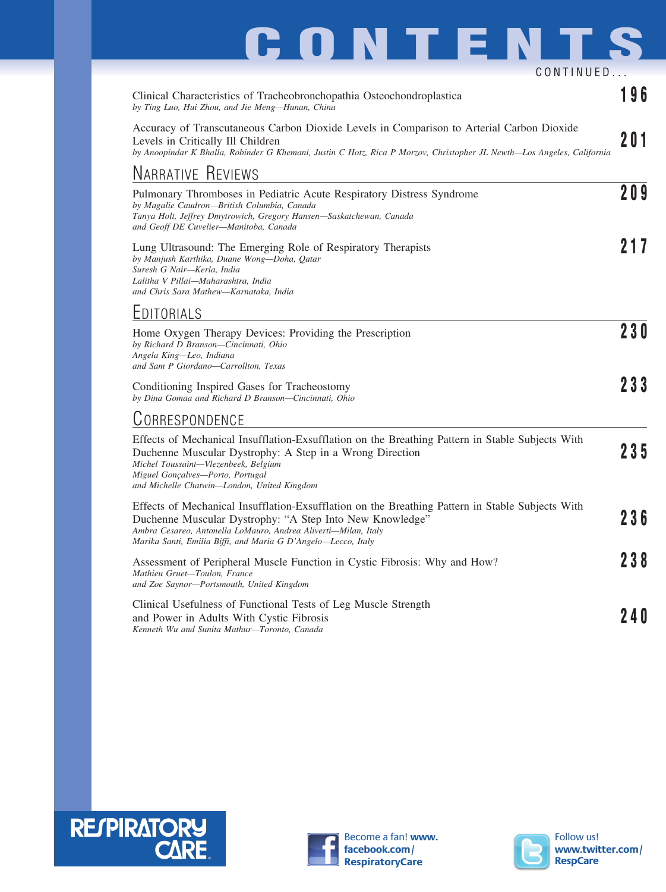# CONTENTS

CONTINUED...

Clinical Characteristics of Tracheobronchopathia Osteochondroplastica **196**
*by Ting Luo, Hui Zhou, and Jie Meng—Hunan, China*

Accuracy of Transcutaneous Carbon Dioxide Levels in Comparison to Arterial Carbon Dioxide Levels in Critically Ill Children **201**
*by Anoopindar K Bhalla, Robinder G Khemani, Justin C Hotz, Rica P Morzov, Christopher JL Newth—Los Angeles, California*

## Narrative Reviews

Pulmonary Thromboses in Pediatric Acute Respiratory Distress Syndrome **209**
*by Magalie Caudron—British Columbia, Canada*
*Tanya Holt, Jeffrey Dmytrowich, Gregory Hansen—Saskatchewan, Canada*
*and Geoff DE Cuvelier—Manitoba, Canada*

Lung Ultrasound: The Emerging Role of Respiratory Therapists **217**
*by Manjush Karthika, Duane Wong—Doha, Qatar*
*Suresh G Nair—Kerla, India*
*Lalitha V Pillai—Maharashtra, India*
*and Chris Sara Mathew—Karnataka, India*

## Editorials

Home Oxygen Therapy Devices: Providing the Prescription **230**
*by Richard D Branson—Cincinnati, Ohio*
*Angela King—Leo, Indiana*
*and Sam P Giordano—Carrollton, Texas*

Conditioning Inspired Gases for Tracheostomy **233**
*by Dina Gomaa and Richard D Branson—Cincinnati, Ohio*

## Correspondence

Effects of Mechanical Insufflation-Exsufflation on the Breathing Pattern in Stable Subjects With Duchenne Muscular Dystrophy: A Step in a Wrong Direction **235**
*Michel Toussaint—Vlezenbeek, Belgium*
*Miguel Gonçalves—Porto, Portugal*
*and Michelle Chatwin—London, United Kingdom*

Effects of Mechanical Insufflation-Exsufflation on the Breathing Pattern in Stable Subjects With Duchenne Muscular Dystrophy: "A Step Into New Knowledge" **236**
*Ambra Cesareo, Antonella LoMauro, Andrea Aliverti—Milan, Italy*
*Marika Santi, Emilia Biffi, and Maria G D'Angelo—Lecco, Italy*

Assessment of Peripheral Muscle Function in Cystic Fibrosis: Why and How? **238**
*Mathieu Gruet—Toulon, France*
*and Zoe Saynor—Portsmouth, United Kingdom*

Clinical Usefulness of Functional Tests of Leg Muscle Strength and Power in Adults With Cystic Fibrosis **240**
*Kenneth Wu and Sunita Mathur—Toronto, Canada*

RESPIRATORY CARE

Become a fan! **www.facebook.com/RespiratoryCare**

Follow us! **www.twitter.com/RespCare**